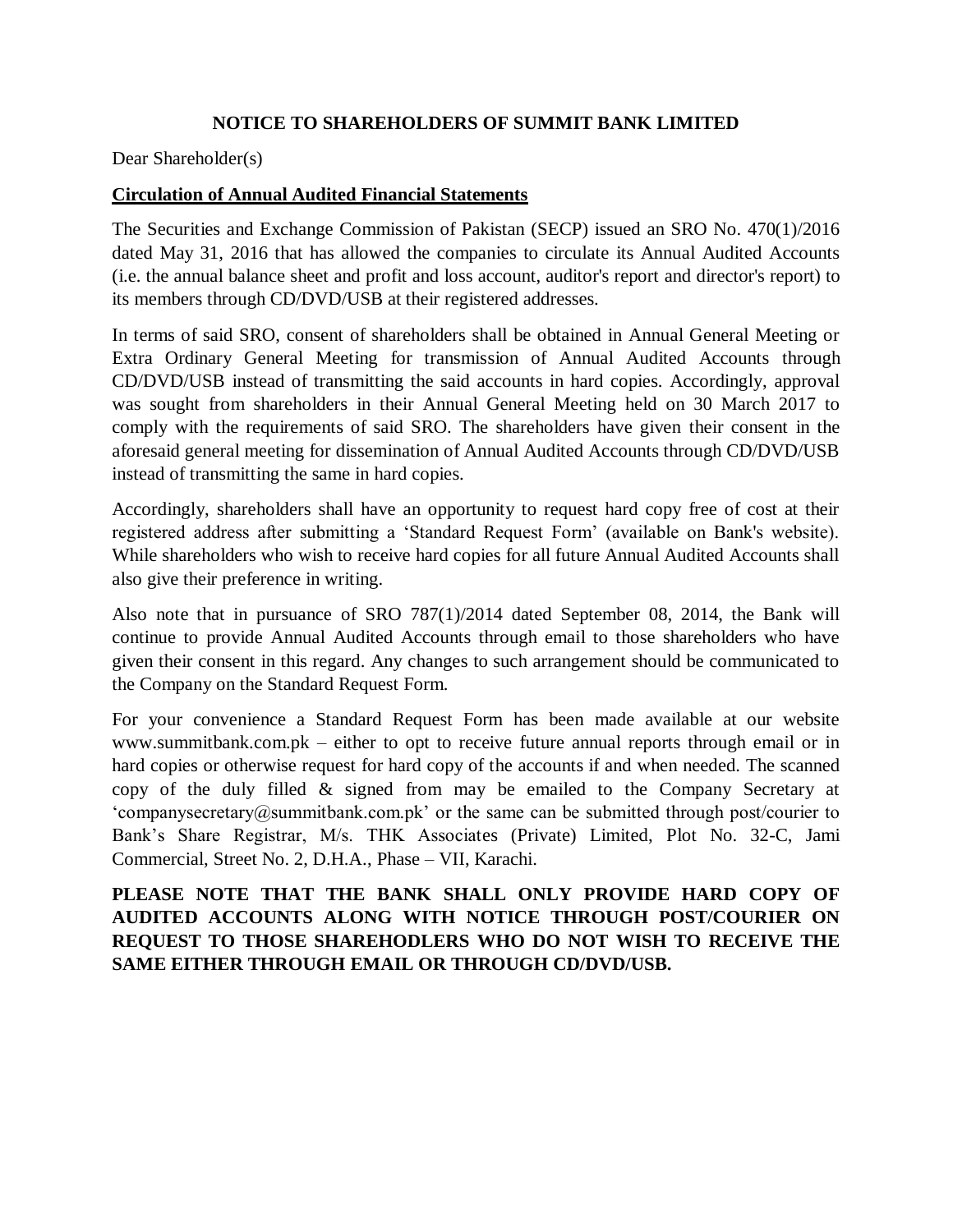# NOTICE TO SHAREHOLDERS OF SUMMIT BANK LIMITED

Dear Shareholder(s)

## Circulation of Annual Audited Financial Statements

The Securities and Exchange Commission of Pakistan (SECP) issued an SRO No. 470(1)/2016 dated May 31, 2016 that has allowed the companies to circulate its Annual Audited Accounts (i.e. the annual balance sheet and profit and loss account, auditor's report and director's report) to its members through CD/DVD/USB at their registered addresses.

In terms of said SRO, consent of shareholders shall be obtained in Annual General Meeting or Extra Ordinary General Meeting for transmission of Annual Audited Accounts through CD/DVD/USB instead of transmitting the said accounts in hard copies. Accordingly, approval was sought from shareholders in their Annual General Meeting held on 30 March 2017 to comply with the requirements of said SRO. The shareholders have given their consent in the aforesaid general meeting for dissemination of Annual Audited Accounts through CD/DVD/USB instead of transmitting the same in hard copies.

Accordingly, shareholders shall have an opportunity to request hard copy free of cost at their registered address after submitting a 'Standard Request Form' (available on Bank's website). While shareholders who wish to receive hard copies for all future Annual Audited Accounts shall also give their preference in writing.

Also note that in pursuance of SRO 787(1)/2014 dated September 08, 2014, the Bank will continue to provide Annual Audited Accounts through email to those shareholders who have given their consent in this regard. Any changes to such arrangement should be communicated to the Company on the Standard Request Form.

For your convenience a Standard Request Form has been made available at our website www.summitbank.com.pk – either to opt to receive future annual reports through email or in hard copies or otherwise request for hard copy of the accounts if and when needed. The scanned copy of the duly filled & signed from may be emailed to the Company Secretary at 'companysecretary@summitbank.com.pk' or the same can be submitted through post/courier to Bank's Share Registrar, M/s. THK Associates (Private) Limited, Plot No. 32-C, Jami Commercial, Street No. 2, D.H.A., Phase – VII, Karachi.

**PLEASE NOTE THAT THE BANK SHALL ONLY PROVIDE HARD COPY OF AUDITED ACCOUNTS ALONG WITH NOTICE THROUGH POST/COURIER ON REQUEST TO THOSE SHAREHODLERS WHO DO NOT WISH TO RECEIVE THE SAME EITHER THROUGH EMAIL OR THROUGH CD/DVD/USB.**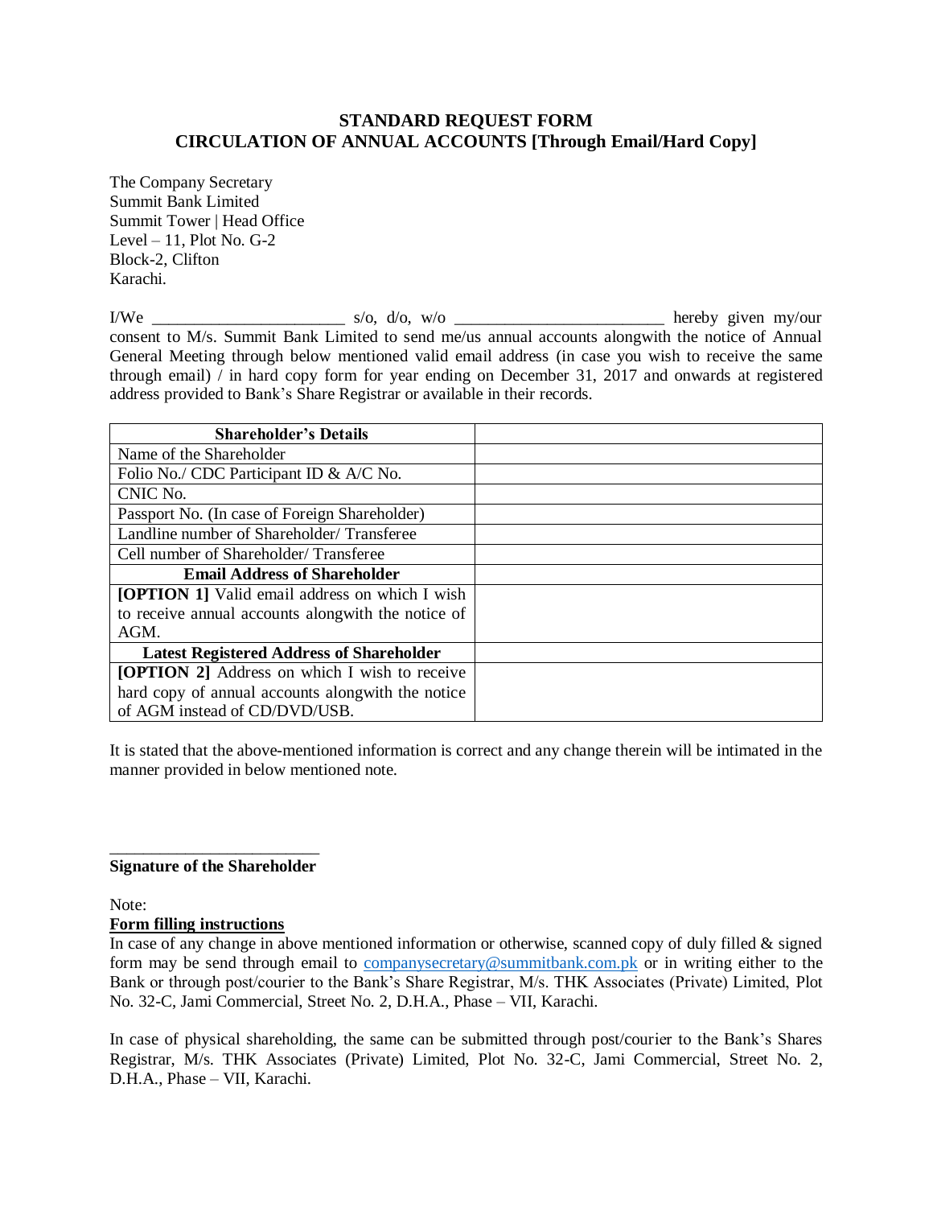## STANDARD REQUEST FORM
## CIRCULATION OF ANNUAL ACCOUNTS [Through Email/Hard Copy]

The Company Secretary
Summit Bank Limited
Summit Tower | Head Office
Level – 11, Plot No. G-2
Block-2, Clifton
Karachi.

I/We _______________________ s/o, d/o, w/o _________________________ hereby given my/our consent to M/s. Summit Bank Limited to send me/us annual accounts alongwith the notice of Annual General Meeting through below mentioned valid email address (in case you wish to receive the same through email) / in hard copy form for year ending on December 31, 2017 and onwards at registered address provided to Bank's Share Registrar or available in their records.

| **Shareholder's Details** | |
|---|---|
| Name of the Shareholder | |
| Folio No./ CDC Participant ID & A/C No. | |
| CNIC No. | |
| Passport No. (In case of Foreign Shareholder) | |
| Landline number of Shareholder/ Transferee | |
| Cell number of Shareholder/ Transferee | |
| **Email Address of Shareholder** | |
| **[OPTION 1]** Valid email address on which I wish to receive annual accounts alongwith the notice of AGM. | |
| **Latest Registered Address of Shareholder** | |
| **[OPTION 2]** Address on which I wish to receive hard copy of annual accounts alongwith the notice of AGM instead of CD/DVD/USB. | |

It is stated that the above-mentioned information is correct and any change therein will be intimated in the manner provided in below mentioned note.

_________________________
**Signature of the Shareholder**

Note:

**Form filling instructions**

In case of any change in above mentioned information or otherwise, scanned copy of duly filled & signed form may be send through email to companysecretary@summitbank.com.pk or in writing either to the Bank or through post/courier to the Bank's Share Registrar, M/s. THK Associates (Private) Limited, Plot No. 32-C, Jami Commercial, Street No. 2, D.H.A., Phase – VII, Karachi.

In case of physical shareholding, the same can be submitted through post/courier to the Bank's Shares Registrar, M/s. THK Associates (Private) Limited, Plot No. 32-C, Jami Commercial, Street No. 2, D.H.A., Phase – VII, Karachi.